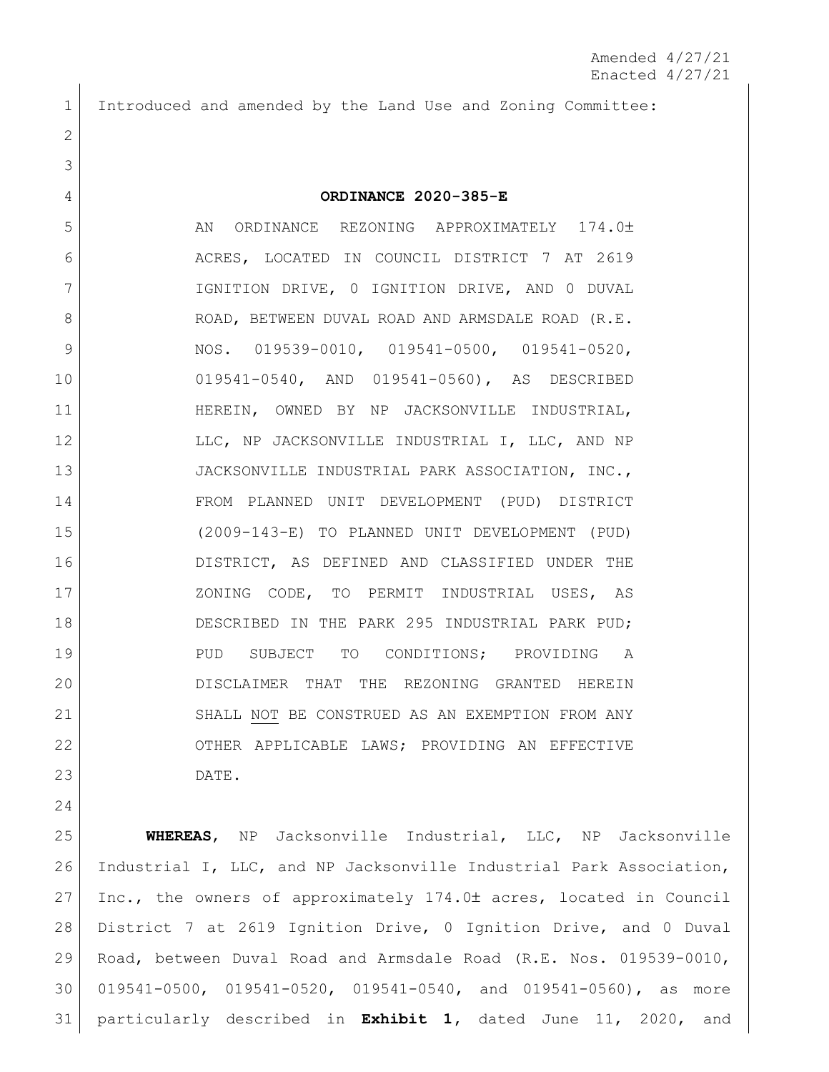Amended 4/27/21
Enacted 4/27/21

Introduced and amended by the Land Use and Zoning Committee:

**ORDINANCE 2020-385-E**

AN ORDINANCE REZONING APPROXIMATELY 174.0± ACRES, LOCATED IN COUNCIL DISTRICT 7 AT 2619 IGNITION DRIVE, 0 IGNITION DRIVE, AND 0 DUVAL ROAD, BETWEEN DUVAL ROAD AND ARMSDALE ROAD (R.E. NOS. 019539-0010, 019541-0500, 019541-0520, 019541-0540, AND 019541-0560), AS DESCRIBED HEREIN, OWNED BY NP JACKSONVILLE INDUSTRIAL, LLC, NP JACKSONVILLE INDUSTRIAL I, LLC, AND NP JACKSONVILLE INDUSTRIAL PARK ASSOCIATION, INC., FROM PLANNED UNIT DEVELOPMENT (PUD) DISTRICT (2009-143-E) TO PLANNED UNIT DEVELOPMENT (PUD) DISTRICT, AS DEFINED AND CLASSIFIED UNDER THE ZONING CODE, TO PERMIT INDUSTRIAL USES, AS DESCRIBED IN THE PARK 295 INDUSTRIAL PARK PUD; PUD SUBJECT TO CONDITIONS; PROVIDING A DISCLAIMER THAT THE REZONING GRANTED HEREIN SHALL NOT BE CONSTRUED AS AN EXEMPTION FROM ANY OTHER APPLICABLE LAWS; PROVIDING AN EFFECTIVE DATE.

**WHEREAS**, NP Jacksonville Industrial, LLC, NP Jacksonville Industrial I, LLC, and NP Jacksonville Industrial Park Association, Inc., the owners of approximately 174.0± acres, located in Council District 7 at 2619 Ignition Drive, 0 Ignition Drive, and 0 Duval Road, between Duval Road and Armsdale Road (R.E. Nos. 019539-0010, 019541-0500, 019541-0520, 019541-0540, and 019541-0560), as more particularly described in **Exhibit 1**, dated June 11, 2020, and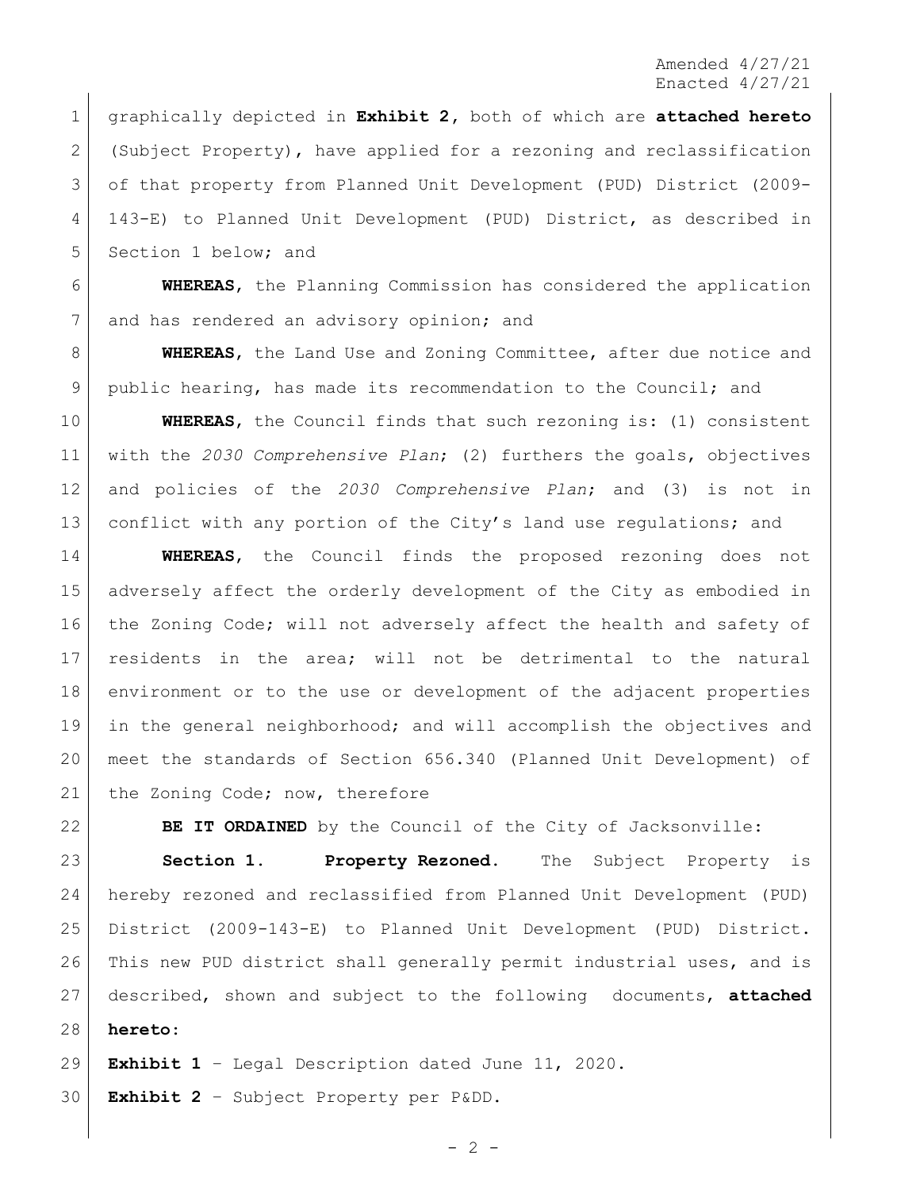graphically depicted in **Exhibit 2**, both of which are **attached hereto** (Subject Property), have applied for a rezoning and reclassification of that property from Planned Unit Development (PUD) District (2009-143-E) to Planned Unit Development (PUD) District, as described in Section 1 below; and

**WHEREAS**, the Planning Commission has considered the application and has rendered an advisory opinion; and

**WHEREAS**, the Land Use and Zoning Committee, after due notice and public hearing, has made its recommendation to the Council; and

**WHEREAS**, the Council finds that such rezoning is: (1) consistent with the *2030 Comprehensive Plan*; (2) furthers the goals, objectives and policies of the *2030 Comprehensive Plan*; and (3) is not in conflict with any portion of the City's land use regulations; and

**WHEREAS**, the Council finds the proposed rezoning does not adversely affect the orderly development of the City as embodied in the Zoning Code; will not adversely affect the health and safety of residents in the area; will not be detrimental to the natural environment or to the use or development of the adjacent properties in the general neighborhood; and will accomplish the objectives and meet the standards of Section 656.340 (Planned Unit Development) of the Zoning Code; now, therefore

**BE IT ORDAINED** by the Council of the City of Jacksonville:

**Section 1. Property Rezoned.** The Subject Property is hereby rezoned and reclassified from Planned Unit Development (PUD) District (2009-143-E) to Planned Unit Development (PUD) District. This new PUD district shall generally permit industrial uses, and is described, shown and subject to the following documents, **attached hereto**:

**Exhibit 1** – Legal Description dated June 11, 2020.

**Exhibit 2** – Subject Property per P&DD.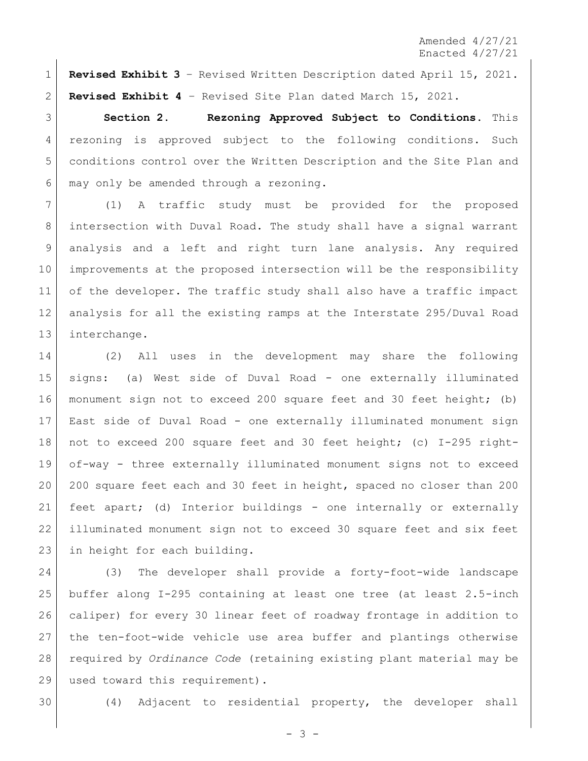**Revised Exhibit 3** – Revised Written Description dated April 15, 2021.

**Revised Exhibit 4** – Revised Site Plan dated March 15, 2021.

**Section 2. Rezoning Approved Subject to Conditions.** This rezoning is approved subject to the following conditions. Such conditions control over the Written Description and the Site Plan and may only be amended through a rezoning.

(1) A traffic study must be provided for the proposed intersection with Duval Road. The study shall have a signal warrant analysis and a left and right turn lane analysis. Any required improvements at the proposed intersection will be the responsibility of the developer. The traffic study shall also have a traffic impact analysis for all the existing ramps at the Interstate 295/Duval Road interchange.

(2) All uses in the development may share the following signs: (a) West side of Duval Road - one externally illuminated monument sign not to exceed 200 square feet and 30 feet height; (b) East side of Duval Road - one externally illuminated monument sign not to exceed 200 square feet and 30 feet height; (c) I-295 right-of-way - three externally illuminated monument signs not to exceed 200 square feet each and 30 feet in height, spaced no closer than 200 feet apart; (d) Interior buildings - one internally or externally illuminated monument sign not to exceed 30 square feet and six feet in height for each building.

(3) The developer shall provide a forty-foot-wide landscape buffer along I-295 containing at least one tree (at least 2.5-inch caliper) for every 30 linear feet of roadway frontage in addition to the ten-foot-wide vehicle use area buffer and plantings otherwise required by *Ordinance Code* (retaining existing plant material may be used toward this requirement).

(4) Adjacent to residential property, the developer shall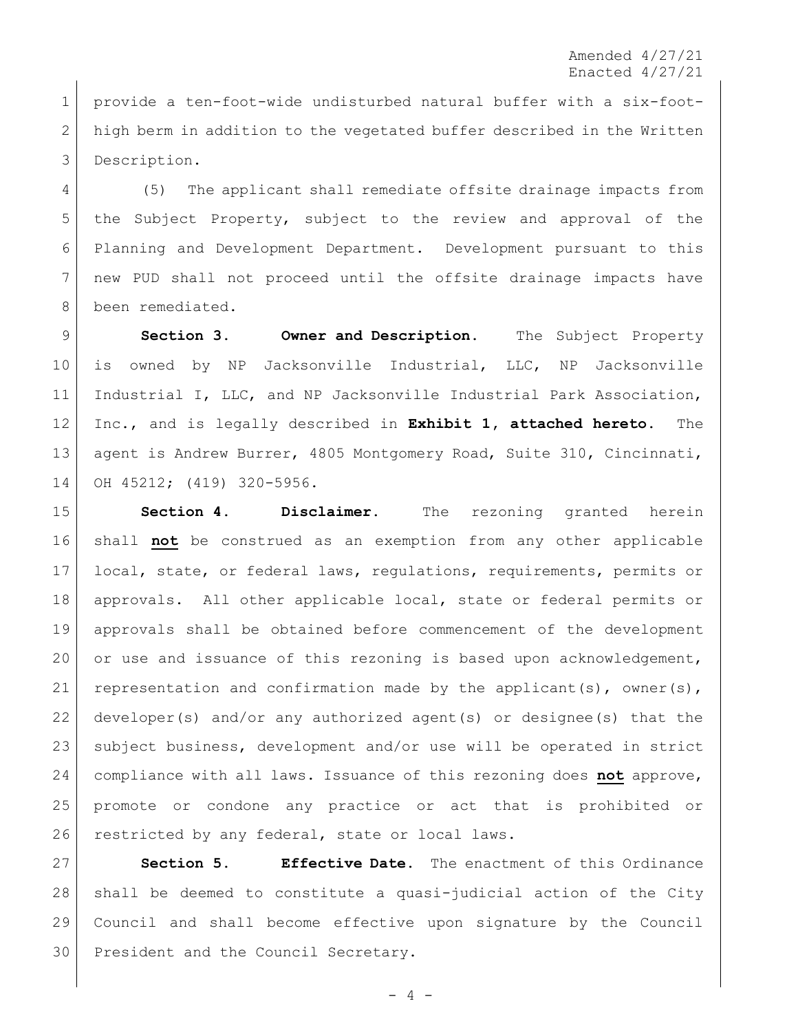provide a ten-foot-wide undisturbed natural buffer with a six-foot-high berm in addition to the vegetated buffer described in the Written Description.

(5) The applicant shall remediate offsite drainage impacts from the Subject Property, subject to the review and approval of the Planning and Development Department. Development pursuant to this new PUD shall not proceed until the offsite drainage impacts have been remediated.

**Section 3. Owner and Description.** The Subject Property is owned by NP Jacksonville Industrial, LLC, NP Jacksonville Industrial I, LLC, and NP Jacksonville Industrial Park Association, Inc., and is legally described in **Exhibit 1, attached hereto**. The agent is Andrew Burrer, 4805 Montgomery Road, Suite 310, Cincinnati, OH 45212; (419) 320-5956.

**Section 4. Disclaimer.** The rezoning granted herein shall **not** be construed as an exemption from any other applicable local, state, or federal laws, regulations, requirements, permits or approvals. All other applicable local, state or federal permits or approvals shall be obtained before commencement of the development or use and issuance of this rezoning is based upon acknowledgement, representation and confirmation made by the applicant(s), owner(s), developer(s) and/or any authorized agent(s) or designee(s) that the subject business, development and/or use will be operated in strict compliance with all laws. Issuance of this rezoning does **not** approve, promote or condone any practice or act that is prohibited or restricted by any federal, state or local laws.

**Section 5. Effective Date.** The enactment of this Ordinance shall be deemed to constitute a quasi-judicial action of the City Council and shall become effective upon signature by the Council President and the Council Secretary.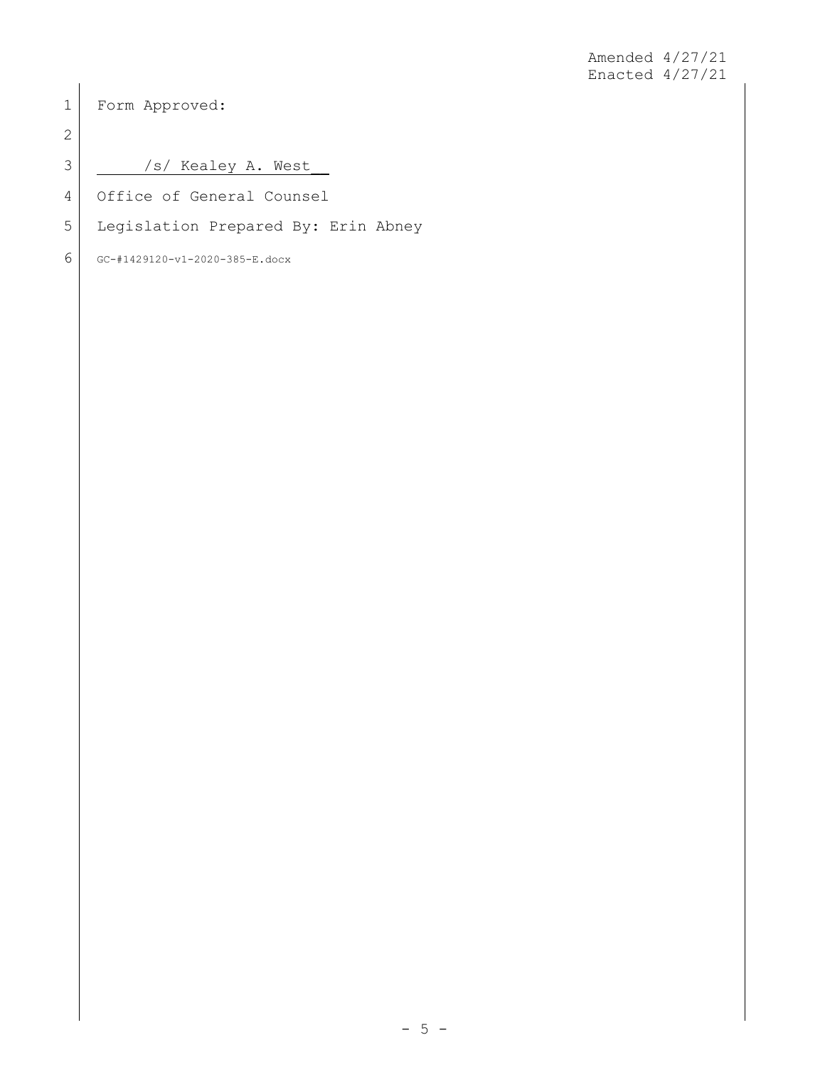Amended 4/27/21
Enacted 4/27/21

Form Approved:

/s/ Kealey A. West

Office of General Counsel

Legislation Prepared By: Erin Abney

GC-#1429120-v1-2020-385-E.docx